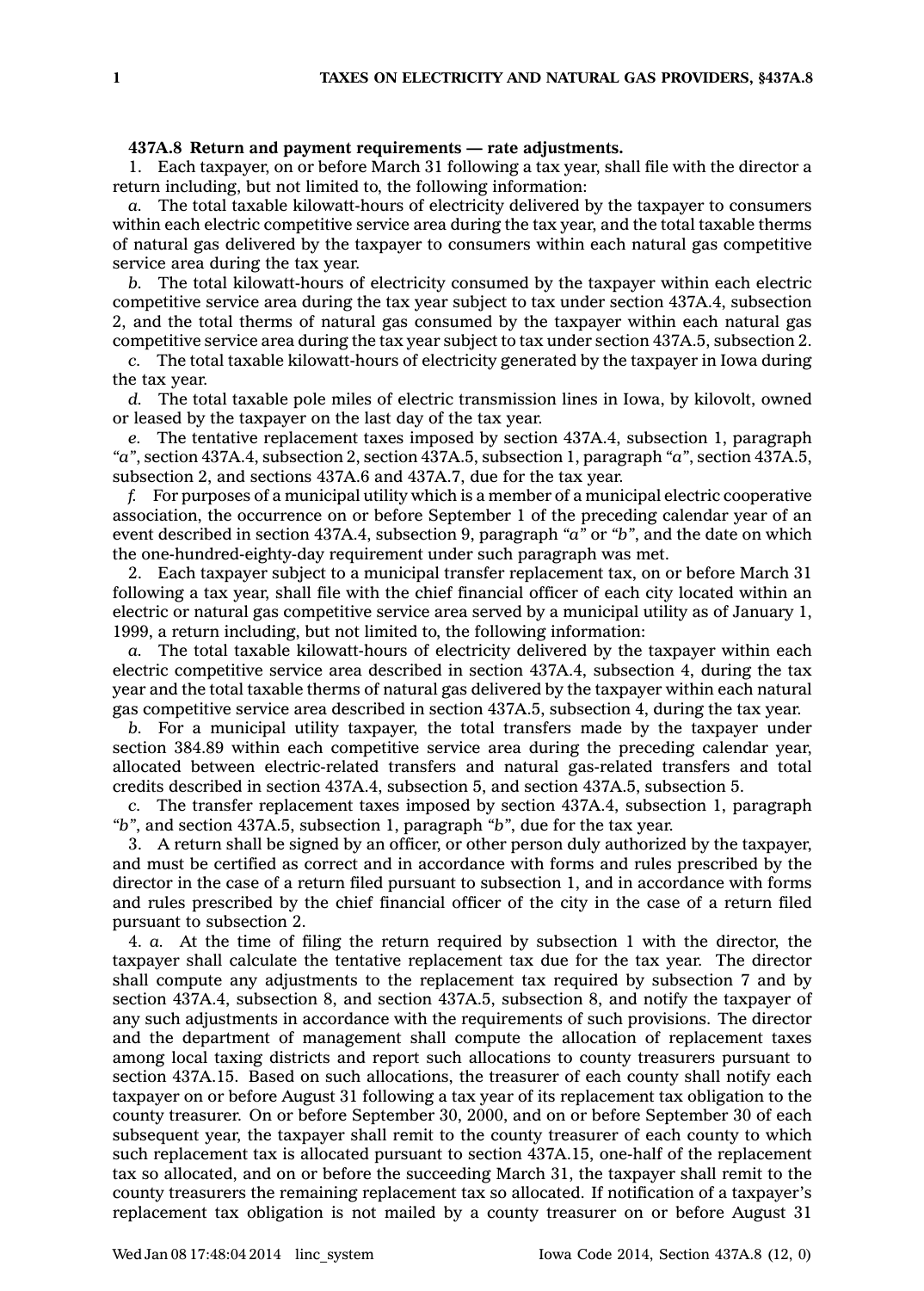**437A.8 Return and payment requirements — rate adjustments.**

1. Each taxpayer, on or before March 31 following a tax year, shall file with the director a return including, but not limited to, the following information:

*a.* The total taxable kilowatt-hours of electricity delivered by the taxpayer to consumers within each electric competitive service area during the tax year, and the total taxable therms of natural gas delivered by the taxpayer to consumers within each natural gas competitive service area during the tax year.

*b.* The total kilowatt-hours of electricity consumed by the taxpayer within each electric competitive service area during the tax year subject to tax under section 437A.4, subsection 2, and the total therms of natural gas consumed by the taxpayer within each natural gas competitive service area during the tax year subject to tax under section 437A.5, subsection 2.

*c.* The total taxable kilowatt-hours of electricity generated by the taxpayer in Iowa during the tax year.

*d.* The total taxable pole miles of electric transmission lines in Iowa, by kilovolt, owned or leased by the taxpayer on the last day of the tax year.

*e.* The tentative replacement taxes imposed by section 437A.4, subsection 1, paragraph *"a"*, section 437A.4, subsection 2, section 437A.5, subsection 1, paragraph *"a"*, section 437A.5, subsection 2, and sections 437A.6 and 437A.7, due for the tax year.

*f.* For purposes of a municipal utility which is a member of a municipal electric cooperative association, the occurrence on or before September 1 of the preceding calendar year of an event described in section 437A.4, subsection 9, paragraph *"a"* or *"b"*, and the date on which the one-hundred-eighty-day requirement under such paragraph was met.

2. Each taxpayer subject to a municipal transfer replacement tax, on or before March 31 following a tax year, shall file with the chief financial officer of each city located within an electric or natural gas competitive service area served by a municipal utility as of January 1, 1999, a return including, but not limited to, the following information:

*a.* The total taxable kilowatt-hours of electricity delivered by the taxpayer within each electric competitive service area described in section 437A.4, subsection 4, during the tax year and the total taxable therms of natural gas delivered by the taxpayer within each natural gas competitive service area described in section 437A.5, subsection 4, during the tax year.

*b.* For a municipal utility taxpayer, the total transfers made by the taxpayer under section 384.89 within each competitive service area during the preceding calendar year, allocated between electric-related transfers and natural gas-related transfers and total credits described in section 437A.4, subsection 5, and section 437A.5, subsection 5.

*c.* The transfer replacement taxes imposed by section 437A.4, subsection 1, paragraph *"b"*, and section 437A.5, subsection 1, paragraph *"b"*, due for the tax year.

3. A return shall be signed by an officer, or other person duly authorized by the taxpayer, and must be certified as correct and in accordance with forms and rules prescribed by the director in the case of a return filed pursuant to subsection 1, and in accordance with forms and rules prescribed by the chief financial officer of the city in the case of a return filed pursuant to subsection 2.

4. *a.* At the time of filing the return required by subsection 1 with the director, the taxpayer shall calculate the tentative replacement tax due for the tax year. The director shall compute any adjustments to the replacement tax required by subsection 7 and by section 437A.4, subsection 8, and section 437A.5, subsection 8, and notify the taxpayer of any such adjustments in accordance with the requirements of such provisions. The director and the department of management shall compute the allocation of replacement taxes among local taxing districts and report such allocations to county treasurers pursuant to section 437A.15. Based on such allocations, the treasurer of each county shall notify each taxpayer on or before August 31 following a tax year of its replacement tax obligation to the county treasurer. On or before September 30, 2000, and on or before September 30 of each subsequent year, the taxpayer shall remit to the county treasurer of each county to which such replacement tax is allocated pursuant to section 437A.15, one-half of the replacement tax so allocated, and on or before the succeeding March 31, the taxpayer shall remit to the county treasurers the remaining replacement tax so allocated. If notification of a taxpayer's replacement tax obligation is not mailed by a county treasurer on or before August 31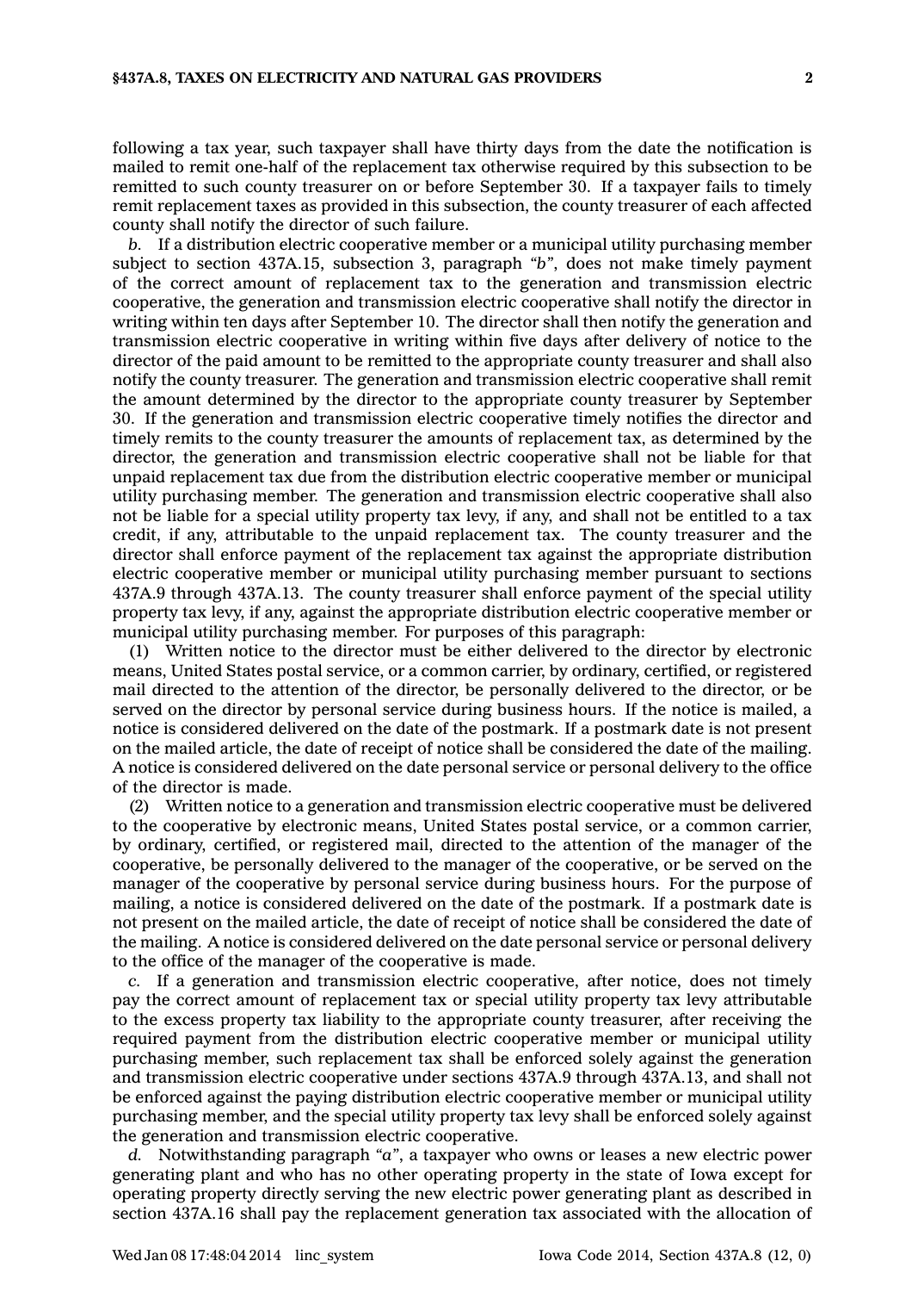following a tax year, such taxpayer shall have thirty days from the date the notification is mailed to remit one-half of the replacement tax otherwise required by this subsection to be remitted to such county treasurer on or before September 30. If a taxpayer fails to timely remit replacement taxes as provided in this subsection, the county treasurer of each affected county shall notify the director of such failure.

*b.* If a distribution electric cooperative member or a municipal utility purchasing member subject to section 437A.15, subsection 3, paragraph *"b"*, does not make timely payment of the correct amount of replacement tax to the generation and transmission electric cooperative, the generation and transmission electric cooperative shall notify the director in writing within ten days after September 10. The director shall then notify the generation and transmission electric cooperative in writing within five days after delivery of notice to the director of the paid amount to be remitted to the appropriate county treasurer and shall also notify the county treasurer. The generation and transmission electric cooperative shall remit the amount determined by the director to the appropriate county treasurer by September 30. If the generation and transmission electric cooperative timely notifies the director and timely remits to the county treasurer the amounts of replacement tax, as determined by the director, the generation and transmission electric cooperative shall not be liable for that unpaid replacement tax due from the distribution electric cooperative member or municipal utility purchasing member. The generation and transmission electric cooperative shall also not be liable for a special utility property tax levy, if any, and shall not be entitled to a tax credit, if any, attributable to the unpaid replacement tax. The county treasurer and the director shall enforce payment of the replacement tax against the appropriate distribution electric cooperative member or municipal utility purchasing member pursuant to sections 437A.9 through 437A.13. The county treasurer shall enforce payment of the special utility property tax levy, if any, against the appropriate distribution electric cooperative member or municipal utility purchasing member. For purposes of this paragraph:

(1) Written notice to the director must be either delivered to the director by electronic means, United States postal service, or a common carrier, by ordinary, certified, or registered mail directed to the attention of the director, be personally delivered to the director, or be served on the director by personal service during business hours. If the notice is mailed, a notice is considered delivered on the date of the postmark. If a postmark date is not present on the mailed article, the date of receipt of notice shall be considered the date of the mailing. A notice is considered delivered on the date personal service or personal delivery to the office of the director is made.

(2) Written notice to a generation and transmission electric cooperative must be delivered to the cooperative by electronic means, United States postal service, or a common carrier, by ordinary, certified, or registered mail, directed to the attention of the manager of the cooperative, be personally delivered to the manager of the cooperative, or be served on the manager of the cooperative by personal service during business hours. For the purpose of mailing, a notice is considered delivered on the date of the postmark. If a postmark date is not present on the mailed article, the date of receipt of notice shall be considered the date of the mailing. A notice is considered delivered on the date personal service or personal delivery to the office of the manager of the cooperative is made.

*c.* If a generation and transmission electric cooperative, after notice, does not timely pay the correct amount of replacement tax or special utility property tax levy attributable to the excess property tax liability to the appropriate county treasurer, after receiving the required payment from the distribution electric cooperative member or municipal utility purchasing member, such replacement tax shall be enforced solely against the generation and transmission electric cooperative under sections 437A.9 through 437A.13, and shall not be enforced against the paying distribution electric cooperative member or municipal utility purchasing member, and the special utility property tax levy shall be enforced solely against the generation and transmission electric cooperative.

*d.* Notwithstanding paragraph *"a"*, a taxpayer who owns or leases a new electric power generating plant and who has no other operating property in the state of Iowa except for operating property directly serving the new electric power generating plant as described in section 437A.16 shall pay the replacement generation tax associated with the allocation of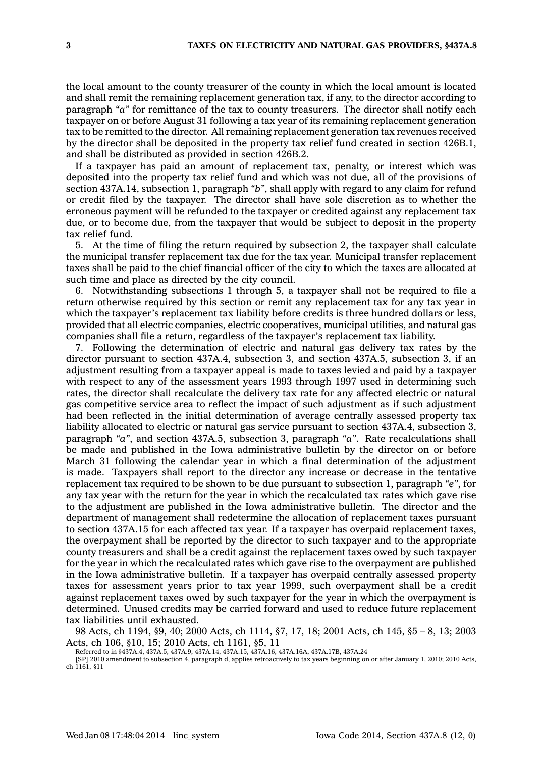the local amount to the county treasurer of the county in which the local amount is located and shall remit the remaining replacement generation tax, if any, to the director according to paragraph *"a"* for remittance of the tax to county treasurers. The director shall notify each taxpayer on or before August 31 following a tax year of its remaining replacement generation tax to be remitted to the director. All remaining replacement generation tax revenues received by the director shall be deposited in the property tax relief fund created in section 426B.1, and shall be distributed as provided in section 426B.2.

If a taxpayer has paid an amount of replacement tax, penalty, or interest which was deposited into the property tax relief fund and which was not due, all of the provisions of section 437A.14, subsection 1, paragraph *"b"*, shall apply with regard to any claim for refund or credit filed by the taxpayer. The director shall have sole discretion as to whether the erroneous payment will be refunded to the taxpayer or credited against any replacement tax due, or to become due, from the taxpayer that would be subject to deposit in the property tax relief fund.

5. At the time of filing the return required by subsection 2, the taxpayer shall calculate the municipal transfer replacement tax due for the tax year. Municipal transfer replacement taxes shall be paid to the chief financial officer of the city to which the taxes are allocated at such time and place as directed by the city council.

6. Notwithstanding subsections 1 through 5, a taxpayer shall not be required to file a return otherwise required by this section or remit any replacement tax for any tax year in which the taxpayer's replacement tax liability before credits is three hundred dollars or less, provided that all electric companies, electric cooperatives, municipal utilities, and natural gas companies shall file a return, regardless of the taxpayer's replacement tax liability.

7. Following the determination of electric and natural gas delivery tax rates by the director pursuant to section 437A.4, subsection 3, and section 437A.5, subsection 3, if an adjustment resulting from a taxpayer appeal is made to taxes levied and paid by a taxpayer with respect to any of the assessment years 1993 through 1997 used in determining such rates, the director shall recalculate the delivery tax rate for any affected electric or natural gas competitive service area to reflect the impact of such adjustment as if such adjustment had been reflected in the initial determination of average centrally assessed property tax liability allocated to electric or natural gas service pursuant to section 437A.4, subsection 3, paragraph *"a"*, and section 437A.5, subsection 3, paragraph *"a"*. Rate recalculations shall be made and published in the Iowa administrative bulletin by the director on or before March 31 following the calendar year in which a final determination of the adjustment is made. Taxpayers shall report to the director any increase or decrease in the tentative replacement tax required to be shown to be due pursuant to subsection 1, paragraph *"e"*, for any tax year with the return for the year in which the recalculated tax rates which gave rise to the adjustment are published in the Iowa administrative bulletin. The director and the department of management shall redetermine the allocation of replacement taxes pursuant to section 437A.15 for each affected tax year. If a taxpayer has overpaid replacement taxes, the overpayment shall be reported by the director to such taxpayer and to the appropriate county treasurers and shall be a credit against the replacement taxes owed by such taxpayer for the year in which the recalculated rates which gave rise to the overpayment are published in the Iowa administrative bulletin. If a taxpayer has overpaid centrally assessed property taxes for assessment years prior to tax year 1999, such overpayment shall be a credit against replacement taxes owed by such taxpayer for the year in which the overpayment is determined. Unused credits may be carried forward and used to reduce future replacement tax liabilities until exhausted.

98 Acts, ch 1194, §9, 40; 2000 Acts, ch 1114, §7, 17, 18; 2001 Acts, ch 145, §5 – 8, 13; 2003 Acts, ch 106, §10, 15; 2010 Acts, ch 1161, §5, 11

Referred to in §437A.4, 437A.5, 437A.9, 437A.14, 437A.15, 437A.16, 437A.16A, 437A.17B, 437A.24

[SP] 2010 amendment to subsection 4, paragraph d, applies retroactively to tax years beginning on or after January 1, 2010; 2010 Acts, ch 1161, §11